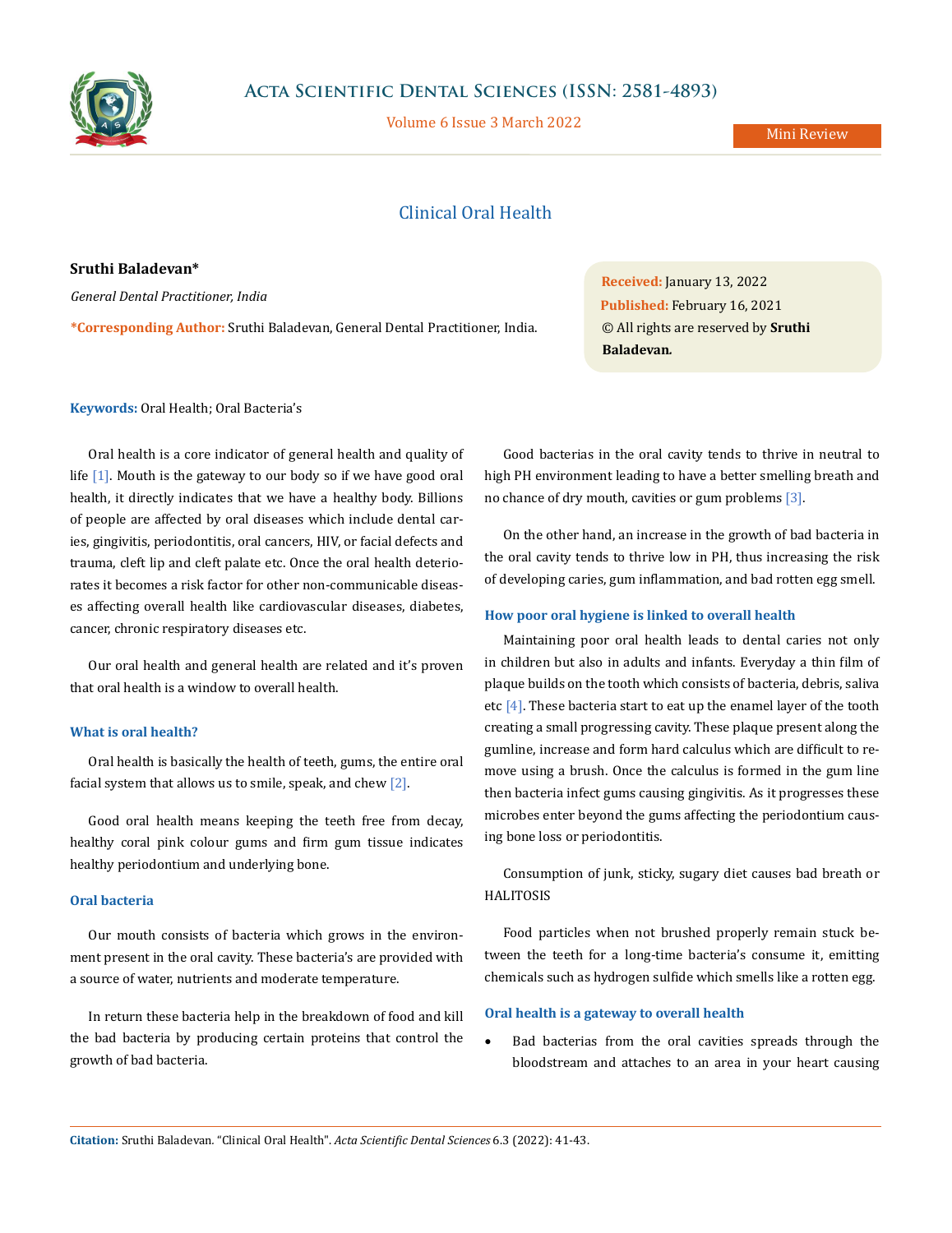Mini Review

# Clinical Oral Health

**Sruthi Baladevan***

*General Dental Practitioner, India*

**\*Corresponding Author:** Sruthi Baladevan, General Dental Practitioner, India.

**Received:** January 13, 2022
**Published:** February 16, 2021
© All rights are reserved by **Sruthi Baladevan.**

**Keywords:** Oral Health; Oral Bacteria's

Oral health is a core indicator of general health and quality of life [1]. Mouth is the gateway to our body so if we have good oral health, it directly indicates that we have a healthy body. Billions of people are affected by oral diseases which include dental caries, gingivitis, periodontitis, oral cancers, HIV, or facial defects and trauma, cleft lip and cleft palate etc. Once the oral health deteriorates it becomes a risk factor for other non-communicable diseases affecting overall health like cardiovascular diseases, diabetes, cancer, chronic respiratory diseases etc.

Our oral health and general health are related and it's proven that oral health is a window to overall health.

### What is oral health?

Oral health is basically the health of teeth, gums, the entire oral facial system that allows us to smile, speak, and chew [2].

Good oral health means keeping the teeth free from decay, healthy coral pink colour gums and firm gum tissue indicates healthy periodontium and underlying bone.

### Oral bacteria

Our mouth consists of bacteria which grows in the environment present in the oral cavity. These bacteria's are provided with a source of water, nutrients and moderate temperature.

In return these bacteria help in the breakdown of food and kill the bad bacteria by producing certain proteins that control the growth of bad bacteria.

Good bacterias in the oral cavity tends to thrive in neutral to high PH environment leading to have a better smelling breath and no chance of dry mouth, cavities or gum problems [3].

On the other hand, an increase in the growth of bad bacteria in the oral cavity tends to thrive low in PH, thus increasing the risk of developing caries, gum inflammation, and bad rotten egg smell.

### How poor oral hygiene is linked to overall health

Maintaining poor oral health leads to dental caries not only in children but also in adults and infants. Everyday a thin film of plaque builds on the tooth which consists of bacteria, debris, saliva etc [4]. These bacteria start to eat up the enamel layer of the tooth creating a small progressing cavity. These plaque present along the gumline, increase and form hard calculus which are difficult to remove using a brush. Once the calculus is formed in the gum line then bacteria infect gums causing gingivitis. As it progresses these microbes enter beyond the gums affecting the periodontium causing bone loss or periodontitis.

Consumption of junk, sticky, sugary diet causes bad breath or HALITOSIS

Food particles when not brushed properly remain stuck between the teeth for a long-time bacteria's consume it, emitting chemicals such as hydrogen sulfide which smells like a rotten egg.

### Oral health is a gateway to overall health

- Bad bacterias from the oral cavities spreads through the bloodstream and attaches to an area in your heart causing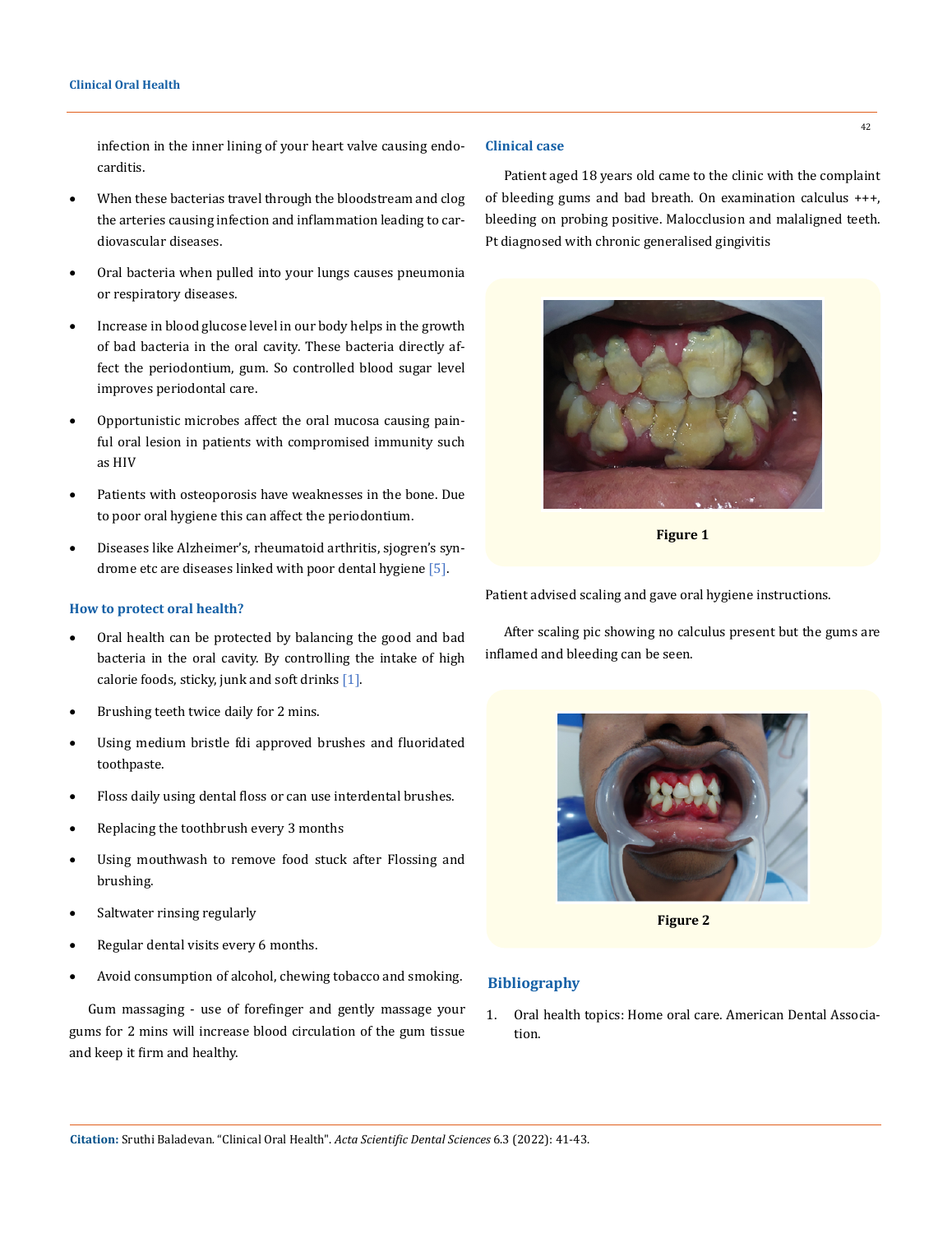infection in the inner lining of your heart valve causing endocarditis.

- When these bacterias travel through the bloodstream and clog the arteries causing infection and inflammation leading to cardiovascular diseases.
- Oral bacteria when pulled into your lungs causes pneumonia or respiratory diseases.
- Increase in blood glucose level in our body helps in the growth of bad bacteria in the oral cavity. These bacteria directly affect the periodontium, gum. So controlled blood sugar level improves periodontal care.
- Opportunistic microbes affect the oral mucosa causing painful oral lesion in patients with compromised immunity such as HIV
- Patients with osteoporosis have weaknesses in the bone. Due to poor oral hygiene this can affect the periodontium.
- Diseases like Alzheimer's, rheumatoid arthritis, sjogren's syndrome etc are diseases linked with poor dental hygiene [5].

## How to protect oral health?

- Oral health can be protected by balancing the good and bad bacteria in the oral cavity. By controlling the intake of high calorie foods, sticky, junk and soft drinks [1].
- Brushing teeth twice daily for 2 mins.
- Using medium bristle fdi approved brushes and fluoridated toothpaste.
- Floss daily using dental floss or can use interdental brushes.
- Replacing the toothbrush every 3 months
- Using mouthwash to remove food stuck after Flossing and brushing.
- Saltwater rinsing regularly
- Regular dental visits every 6 months.
- Avoid consumption of alcohol, chewing tobacco and smoking.

Gum massaging - use of forefinger and gently massage your gums for 2 mins will increase blood circulation of the gum tissue and keep it firm and healthy.

## Clinical case

Patient aged 18 years old came to the clinic with the complaint of bleeding gums and bad breath. On examination calculus +++, bleeding on probing positive. Malocclusion and malaligned teeth. Pt diagnosed with chronic generalised gingivitis

**Figure 1**

Patient advised scaling and gave oral hygiene instructions.

After scaling pic showing no calculus present but the gums are inflamed and bleeding can be seen.

**Figure 2**

## Bibliography

1. Oral health topics: Home oral care. American Dental Association.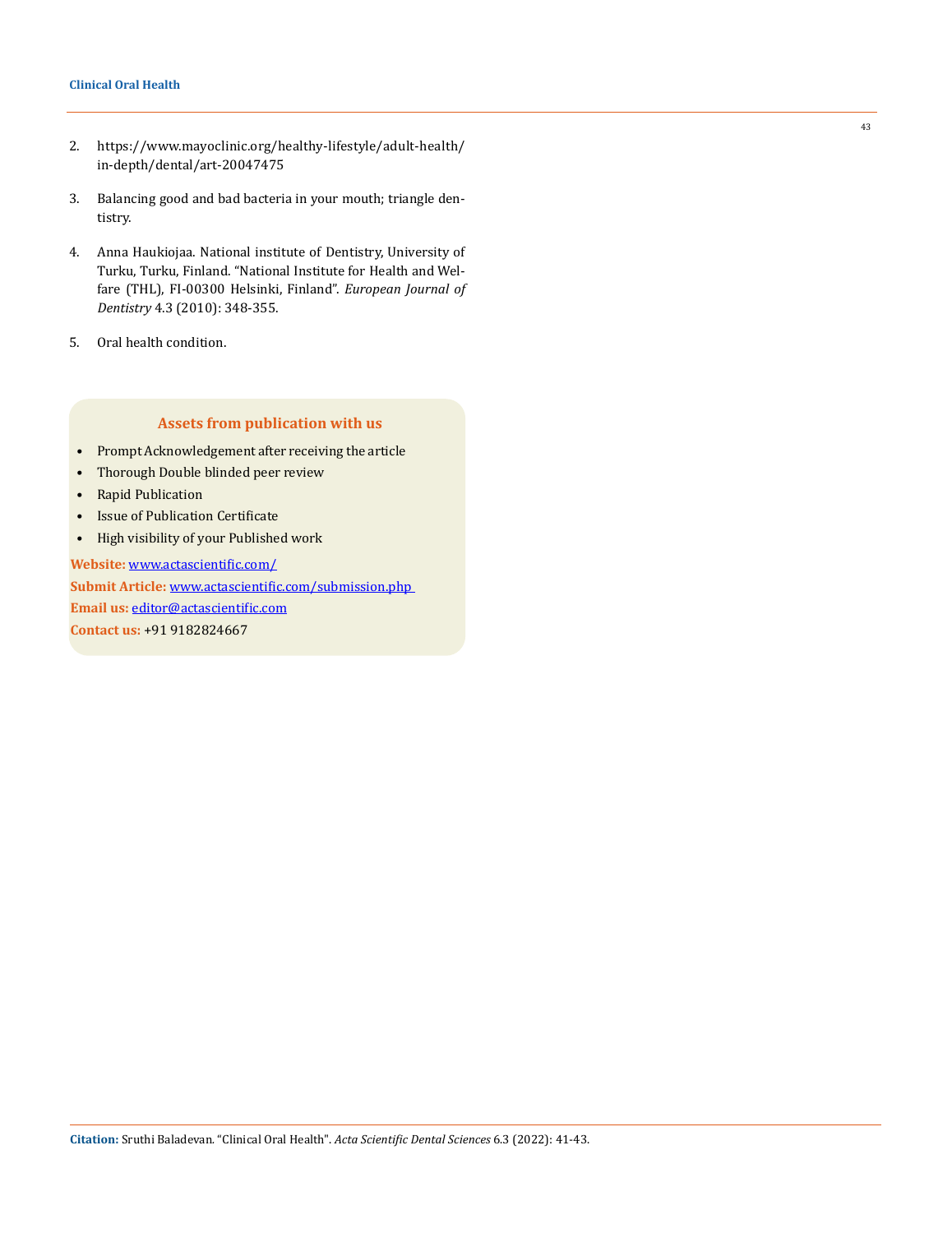2. https://www.mayoclinic.org/healthy-lifestyle/adult-health/in-depth/dental/art-20047475

3. Balancing good and bad bacteria in your mouth; triangle dentistry.

4. Anna Haukiojaa. National institute of Dentistry, University of Turku, Turku, Finland. "National Institute for Health and Welfare (THL), FI-00300 Helsinki, Finland". *European Journal of Dentistry* 4.3 (2010): 348-355.

5. Oral health condition.

### Assets from publication with us

- Prompt Acknowledgement after receiving the article
- Thorough Double blinded peer review
- Rapid Publication
- Issue of Publication Certificate
- High visibility of your Published work

**Website:** www.actascientific.com/

**Submit Article:** www.actascientific.com/submission.php

**Email us:** editor@actascientific.com

**Contact us:** +91 9182824667